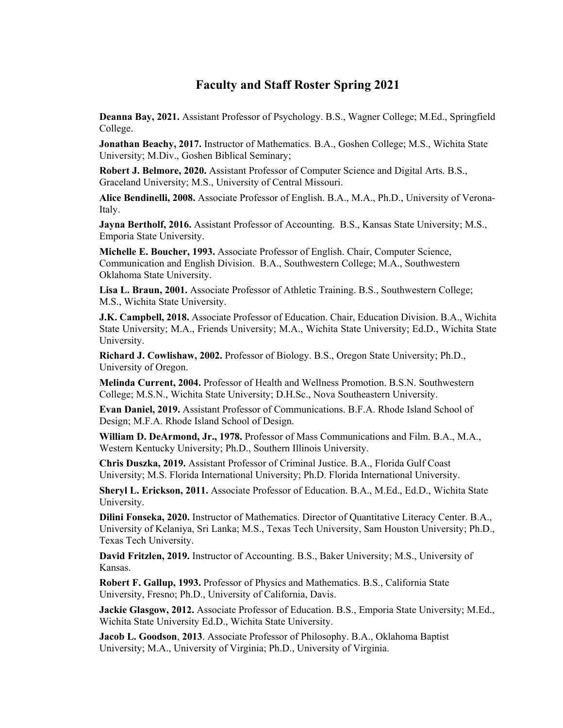# Faculty and Staff Roster Spring 2021

**Deanna Bay, 2021.** Assistant Professor of Psychology. B.S., Wagner College; M.Ed., Springfield College.

**Jonathan Beachy, 2017.** Instructor of Mathematics. B.A., Goshen College; M.S., Wichita State University; M.Div., Goshen Biblical Seminary;

**Robert J. Belmore, 2020.** Assistant Professor of Computer Science and Digital Arts. B.S., Graceland University; M.S., University of Central Missouri.

**Alice Bendinelli, 2008.** Associate Professor of English. B.A., M.A., Ph.D., University of Verona-Italy.

**Jayna Bertholf, 2016.** Assistant Professor of Accounting. B.S., Kansas State University; M.S., Emporia State University.

**Michelle E. Boucher, 1993.** Associate Professor of English. Chair, Computer Science, Communication and English Division. B.A., Southwestern College; M.A., Southwestern Oklahoma State University.

**Lisa L. Braun, 2001.** Associate Professor of Athletic Training. B.S., Southwestern College; M.S., Wichita State University.

**J.K. Campbell, 2018.** Associate Professor of Education. Chair, Education Division. B.A., Wichita State University; M.A., Friends University; M.A., Wichita State University; Ed.D., Wichita State University.

**Richard J. Cowlishaw, 2002.** Professor of Biology. B.S., Oregon State University; Ph.D., University of Oregon.

**Melinda Current, 2004.** Professor of Health and Wellness Promotion. B.S.N. Southwestern College; M.S.N., Wichita State University; D.H.Sc., Nova Southeastern University.

**Evan Daniel, 2019.** Assistant Professor of Communications. B.F.A. Rhode Island School of Design; M.F.A. Rhode Island School of Design.

**William D. DeArmond, Jr., 1978.** Professor of Mass Communications and Film. B.A., M.A., Western Kentucky University; Ph.D., Southern Illinois University.

**Chris Duszka, 2019.** Assistant Professor of Criminal Justice. B.A., Florida Gulf Coast University; M.S. Florida International University; Ph.D. Florida International University.

**Sheryl L. Erickson, 2011.** Associate Professor of Education. B.A., M.Ed., Ed.D., Wichita State University.

**Dilini Fonseka, 2020.** Instructor of Mathematics. Director of Quantitative Literacy Center. B.A., University of Kelaniya, Sri Lanka; M.S., Texas Tech University, Sam Houston University; Ph.D., Texas Tech University.

**David Fritzlen, 2019.** Instructor of Accounting. B.S., Baker University; M.S., University of Kansas.

**Robert F. Gallup, 1993.** Professor of Physics and Mathematics. B.S., California State University, Fresno; Ph.D., University of California, Davis.

**Jackie Glasgow, 2012.** Associate Professor of Education. B.S., Emporia State University; M.Ed., Wichita State University Ed.D., Wichita State University.

**Jacob L. Goodson**, **2013**. Associate Professor of Philosophy. B.A., Oklahoma Baptist University; M.A., University of Virginia; Ph.D., University of Virginia.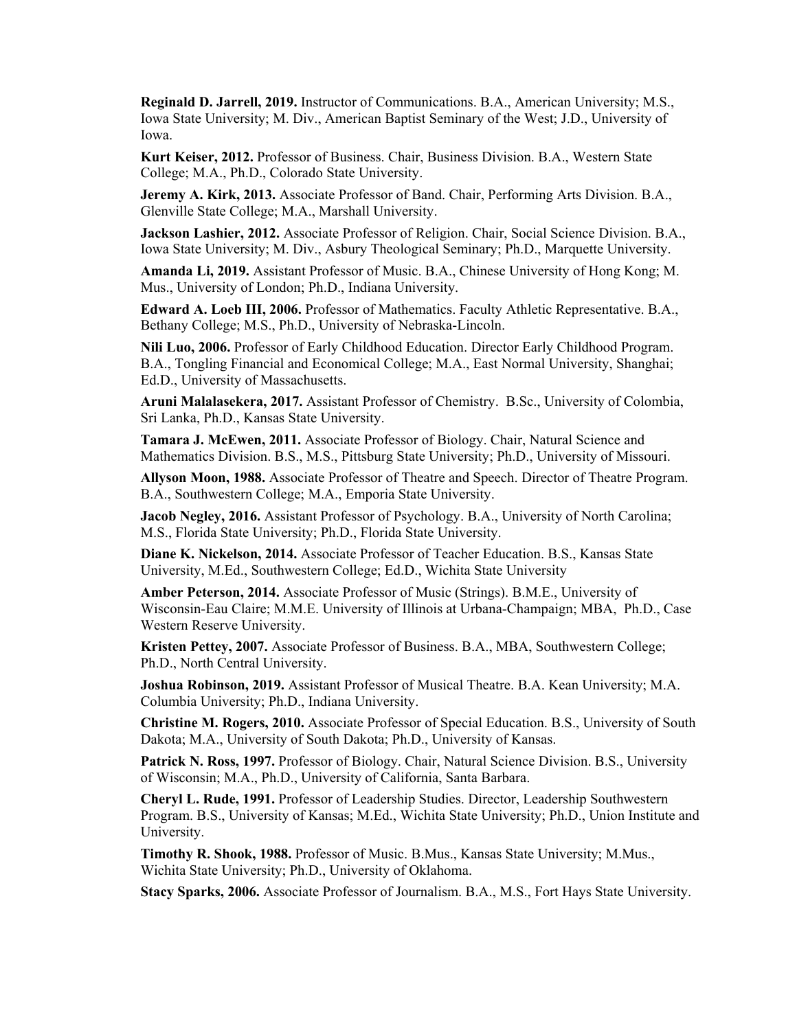**Reginald D. Jarrell, 2019.** Instructor of Communications. B.A., American University; M.S., Iowa State University; M. Div., American Baptist Seminary of the West; J.D., University of Iowa.

**Kurt Keiser, 2012.** Professor of Business. Chair, Business Division. B.A., Western State College; M.A., Ph.D., Colorado State University.

**Jeremy A. Kirk, 2013.** Associate Professor of Band. Chair, Performing Arts Division. B.A., Glenville State College; M.A., Marshall University.

**Jackson Lashier, 2012.** Associate Professor of Religion. Chair, Social Science Division. B.A., Iowa State University; M. Div., Asbury Theological Seminary; Ph.D., Marquette University.

**Amanda Li, 2019.** Assistant Professor of Music. B.A., Chinese University of Hong Kong; M. Mus., University of London; Ph.D., Indiana University.

**Edward A. Loeb III, 2006.** Professor of Mathematics. Faculty Athletic Representative. B.A., Bethany College; M.S., Ph.D., University of Nebraska-Lincoln.

**Nili Luo, 2006.** Professor of Early Childhood Education. Director Early Childhood Program. B.A., Tongling Financial and Economical College; M.A., East Normal University, Shanghai; Ed.D., University of Massachusetts.

**Aruni Malalasekera, 2017.** Assistant Professor of Chemistry. B.Sc., University of Colombia, Sri Lanka, Ph.D., Kansas State University.

**Tamara J. McEwen, 2011.** Associate Professor of Biology. Chair, Natural Science and Mathematics Division. B.S., M.S., Pittsburg State University; Ph.D., University of Missouri.

**Allyson Moon, 1988.** Associate Professor of Theatre and Speech. Director of Theatre Program. B.A., Southwestern College; M.A., Emporia State University.

**Jacob Negley, 2016.** Assistant Professor of Psychology. B.A., University of North Carolina; M.S., Florida State University; Ph.D., Florida State University.

**Diane K. Nickelson, 2014.** Associate Professor of Teacher Education. B.S., Kansas State University, M.Ed., Southwestern College; Ed.D., Wichita State University

**Amber Peterson, 2014.** Associate Professor of Music (Strings). B.M.E., University of Wisconsin-Eau Claire; M.M.E. University of Illinois at Urbana-Champaign; MBA, Ph.D., Case Western Reserve University.

**Kristen Pettey, 2007.** Associate Professor of Business. B.A., MBA, Southwestern College; Ph.D., North Central University.

**Joshua Robinson, 2019.** Assistant Professor of Musical Theatre. B.A. Kean University; M.A. Columbia University; Ph.D., Indiana University.

**Christine M. Rogers, 2010.** Associate Professor of Special Education. B.S., University of South Dakota; M.A., University of South Dakota; Ph.D., University of Kansas.

**Patrick N. Ross, 1997.** Professor of Biology. Chair, Natural Science Division. B.S., University of Wisconsin; M.A., Ph.D., University of California, Santa Barbara.

**Cheryl L. Rude, 1991.** Professor of Leadership Studies. Director, Leadership Southwestern Program. B.S., University of Kansas; M.Ed., Wichita State University; Ph.D., Union Institute and University.

**Timothy R. Shook, 1988.** Professor of Music. B.Mus., Kansas State University; M.Mus., Wichita State University; Ph.D., University of Oklahoma.

**Stacy Sparks, 2006.** Associate Professor of Journalism. B.A., M.S., Fort Hays State University.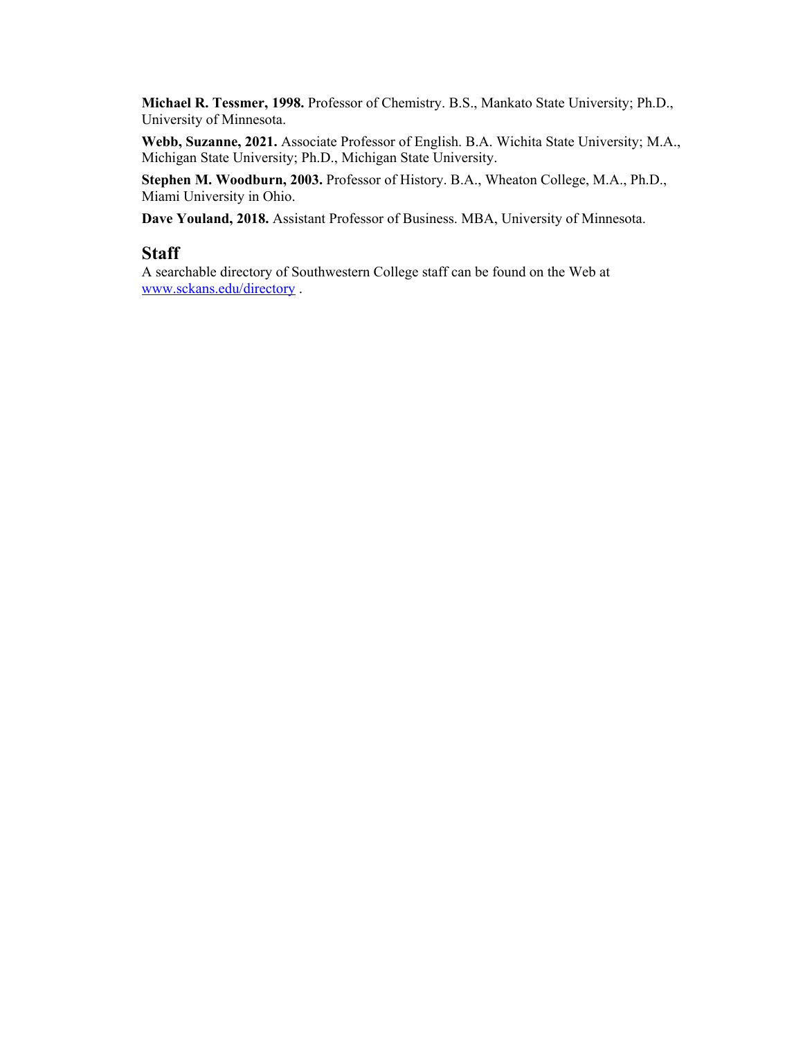**Michael R. Tessmer, 1998.** Professor of Chemistry. B.S., Mankato State University; Ph.D., University of Minnesota.

**Webb, Suzanne, 2021.** Associate Professor of English. B.A. Wichita State University; M.A., Michigan State University; Ph.D., Michigan State University.

**Stephen M. Woodburn, 2003.** Professor of History. B.A., Wheaton College, M.A., Ph.D., Miami University in Ohio.

**Dave Youland, 2018.** Assistant Professor of Business. MBA, University of Minnesota.

## Staff

A searchable directory of Southwestern College staff can be found on the Web at www.sckans.edu/directory .